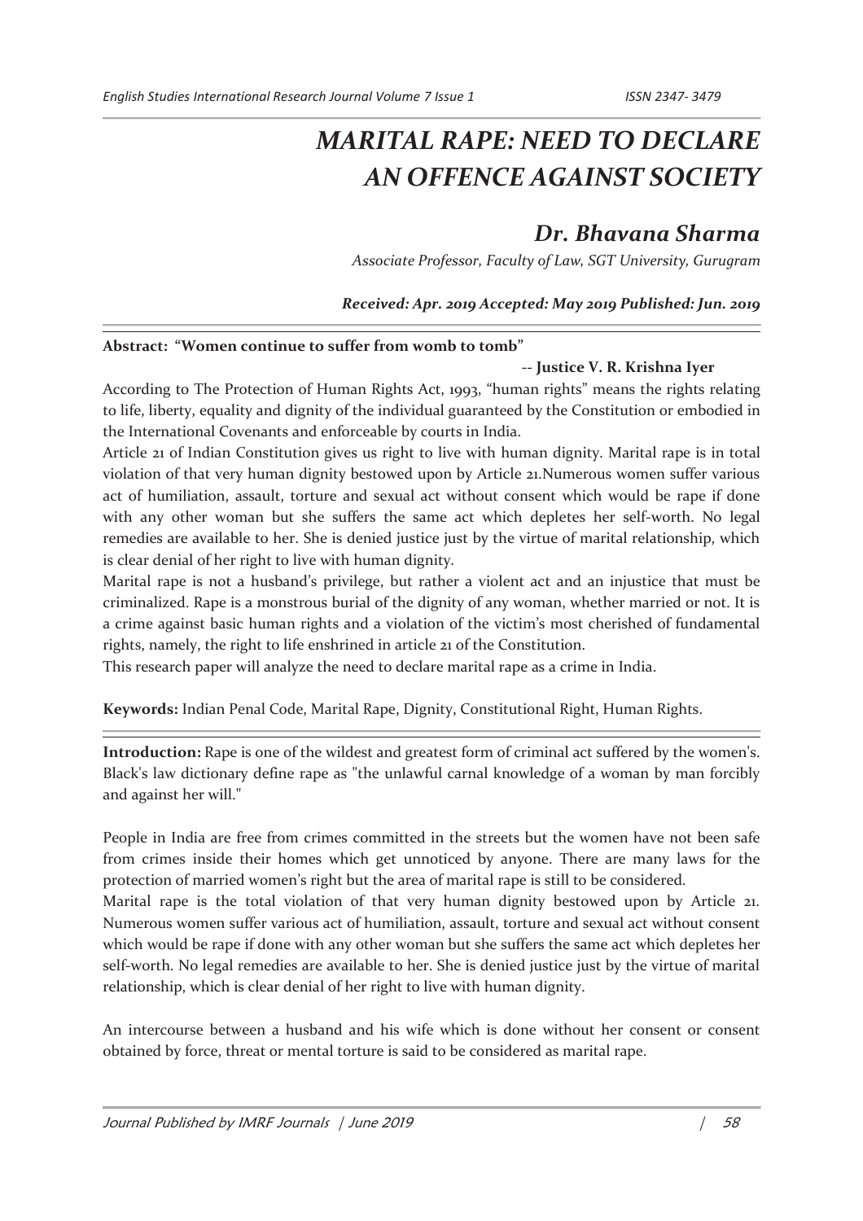# *MARITAL RAPE: NEED TO DECLARE AN OFFENCE AGAINST SOCIETY*

## *Dr. Bhavana Sharma*

*Associate Professor, Faculty of Law, SGT University, Gurugram*

***Received: Apr. 2019 Accepted: May 2019 Published: Jun. 2019***

**Abstract: "Women continue to suffer from womb to tomb"**

-- **Justice V. R. Krishna Iyer**

According to The Protection of Human Rights Act, 1993, "human rights" means the rights relating to life, liberty, equality and dignity of the individual guaranteed by the Constitution or embodied in the International Covenants and enforceable by courts in India.

Article 21 of Indian Constitution gives us right to live with human dignity. Marital rape is in total violation of that very human dignity bestowed upon by Article 21.Numerous women suffer various act of humiliation, assault, torture and sexual act without consent which would be rape if done with any other woman but she suffers the same act which depletes her self-worth. No legal remedies are available to her. She is denied justice just by the virtue of marital relationship, which is clear denial of her right to live with human dignity.

Marital rape is not a husband's privilege, but rather a violent act and an injustice that must be criminalized. Rape is a monstrous burial of the dignity of any woman, whether married or not. It is a crime against basic human rights and a violation of the victim's most cherished of fundamental rights, namely, the right to life enshrined in article 21 of the Constitution.

This research paper will analyze the need to declare marital rape as a crime in India.

**Keywords:** Indian Penal Code, Marital Rape, Dignity, Constitutional Right, Human Rights.

**Introduction:** Rape is one of the wildest and greatest form of criminal act suffered by the women's. Black's law dictionary define rape as "the unlawful carnal knowledge of a woman by man forcibly and against her will."

People in India are free from crimes committed in the streets but the women have not been safe from crimes inside their homes which get unnoticed by anyone. There are many laws for the protection of married women's right but the area of marital rape is still to be considered.

Marital rape is the total violation of that very human dignity bestowed upon by Article 21. Numerous women suffer various act of humiliation, assault, torture and sexual act without consent which would be rape if done with any other woman but she suffers the same act which depletes her self-worth. No legal remedies are available to her. She is denied justice just by the virtue of marital relationship, which is clear denial of her right to live with human dignity.

An intercourse between a husband and his wife which is done without her consent or consent obtained by force, threat or mental torture is said to be considered as marital rape.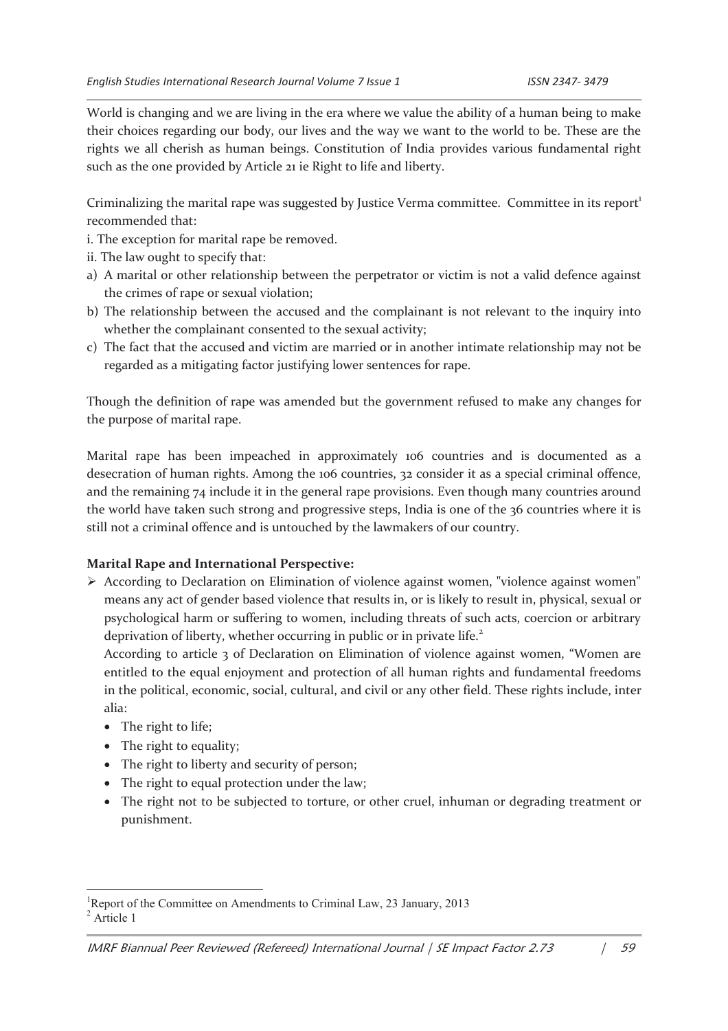World is changing and we are living in the era where we value the ability of a human being to make their choices regarding our body, our lives and the way we want to the world to be. These are the rights we all cherish as human beings. Constitution of India provides various fundamental right such as the one provided by Article 21 ie Right to life and liberty.

Criminalizing the marital rape was suggested by Justice Verma committee. Committee in its report[1] recommended that:

i. The exception for marital rape be removed.

ii. The law ought to specify that:

a) A marital or other relationship between the perpetrator or victim is not a valid defence against the crimes of rape or sexual violation;

b) The relationship between the accused and the complainant is not relevant to the inquiry into whether the complainant consented to the sexual activity;

c) The fact that the accused and victim are married or in another intimate relationship may not be regarded as a mitigating factor justifying lower sentences for rape.

Though the definition of rape was amended but the government refused to make any changes for the purpose of marital rape.

Marital rape has been impeached in approximately 106 countries and is documented as a desecration of human rights. Among the 106 countries, 32 consider it as a special criminal offence, and the remaining 74 include it in the general rape provisions. Even though many countries around the world have taken such strong and progressive steps, India is one of the 36 countries where it is still not a criminal offence and is untouched by the lawmakers of our country.

**Marital Rape and International Perspective:**

- According to Declaration on Elimination of violence against women, "violence against women" means any act of gender based violence that results in, or is likely to result in, physical, sexual or psychological harm or suffering to women, including threats of such acts, coercion or arbitrary deprivation of liberty, whether occurring in public or in private life.[2]

  According to article 3 of Declaration on Elimination of violence against women, "Women are entitled to the equal enjoyment and protection of all human rights and fundamental freedoms in the political, economic, social, cultural, and civil or any other field. These rights include, inter alia:
  - The right to life;
  - The right to equality;
  - The right to liberty and security of person;
  - The right to equal protection under the law;
  - The right not to be subjected to torture, or other cruel, inhuman or degrading treatment or punishment.

[1] Report of the Committee on Amendments to Criminal Law, 23 January, 2013

[2] Article 1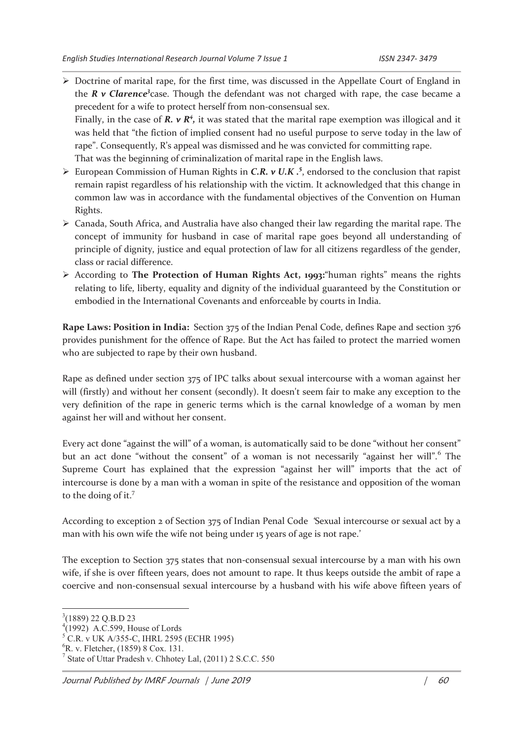- Doctrine of marital rape, for the first time, was discussed in the Appellate Court of England in the ***R v Clarence***[3]case. Though the defendant was not charged with rape, the case became a precedent for a wife to protect herself from non-consensual sex.

  Finally, in the case of ***R. v R***[4]*,* it was stated that the marital rape exemption was illogical and it was held that "the fiction of implied consent had no useful purpose to serve today in the law of rape". Consequently, R's appeal was dismissed and he was convicted for committing rape.

  That was the beginning of criminalization of marital rape in the English laws.
- European Commission of Human Rights in ***C.R. v U.K .***[5], endorsed to the conclusion that rapist remain rapist regardless of his relationship with the victim. It acknowledged that this change in common law was in accordance with the fundamental objectives of the Convention on Human Rights.
- Canada, South Africa, and Australia have also changed their law regarding the marital rape. The concept of immunity for husband in case of marital rape goes beyond all understanding of principle of dignity, justice and equal protection of law for all citizens regardless of the gender, class or racial difference.
- According to **The Protection of Human Rights Act, 1993:**"human rights" means the rights relating to life, liberty, equality and dignity of the individual guaranteed by the Constitution or embodied in the International Covenants and enforceable by courts in India.

**Rape Laws: Position in India:** Section 375 of the Indian Penal Code, defines Rape and section 376 provides punishment for the offence of Rape. But the Act has failed to protect the married women who are subjected to rape by their own husband.

Rape as defined under section 375 of IPC talks about sexual intercourse with a woman against her will (firstly) and without her consent (secondly). It doesn't seem fair to make any exception to the very definition of the rape in generic terms which is the carnal knowledge of a woman by men against her will and without her consent.

Every act done "against the will" of a woman, is automatically said to be done "without her consent" but an act done "without the consent" of a woman is not necessarily "against her will".[6] The Supreme Court has explained that the expression "against her will" imports that the act of intercourse is done by a man with a woman in spite of the resistance and opposition of the woman to the doing of it.[7]

According to exception 2 of Section 375 of Indian Penal Code 'Sexual intercourse or sexual act by a man with his own wife the wife not being under 15 years of age is not rape.'

The exception to Section 375 states that non-consensual sexual intercourse by a man with his own wife, if she is over fifteen years, does not amount to rape. It thus keeps outside the ambit of rape a coercive and non-consensual sexual intercourse by a husband with his wife above fifteen years of

---

[3](1889) 22 Q.B.D 23

[4](1992) A.C.599, House of Lords

[5] C.R. v UK A/355-C, IHRL 2595 (ECHR 1995)

[6]R. v. Fletcher, (1859) 8 Cox. 131.

[7] State of Uttar Pradesh v. Chhotey Lal, (2011) 2 S.C.C. 550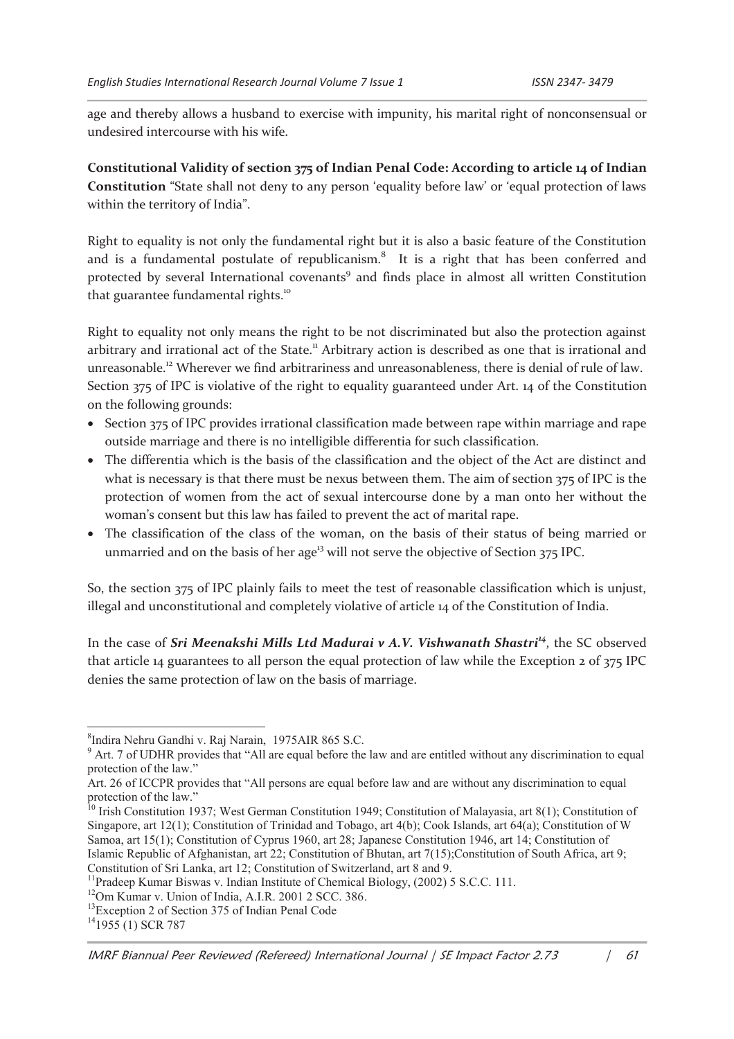age and thereby allows a husband to exercise with impunity, his marital right of nonconsensual or undesired intercourse with his wife.

**Constitutional Validity of section 375 of Indian Penal Code: According to article 14 of Indian Constitution** "State shall not deny to any person 'equality before law' or 'equal protection of laws within the territory of India".

Right to equality is not only the fundamental right but it is also a basic feature of the Constitution and is a fundamental postulate of republicanism.[8] It is a right that has been conferred and protected by several International covenants[9] and finds place in almost all written Constitution that guarantee fundamental rights.[10]

Right to equality not only means the right to be not discriminated but also the protection against arbitrary and irrational act of the State.[11] Arbitrary action is described as one that is irrational and unreasonable.[12] Wherever we find arbitrariness and unreasonableness, there is denial of rule of law. Section 375 of IPC is violative of the right to equality guaranteed under Art. 14 of the Constitution on the following grounds:

- Section 375 of IPC provides irrational classification made between rape within marriage and rape outside marriage and there is no intelligible differentia for such classification.
- The differentia which is the basis of the classification and the object of the Act are distinct and what is necessary is that there must be nexus between them. The aim of section 375 of IPC is the protection of women from the act of sexual intercourse done by a man onto her without the woman's consent but this law has failed to prevent the act of marital rape.
- The classification of the class of the woman, on the basis of their status of being married or unmarried and on the basis of her age[13] will not serve the objective of Section 375 IPC.

So, the section 375 of IPC plainly fails to meet the test of reasonable classification which is unjust, illegal and unconstitutional and completely violative of article 14 of the Constitution of India.

In the case of ***Sri Meenakshi Mills Ltd Madurai v A.V. Vishwanath Shastri***[14], the SC observed that article 14 guarantees to all person the equal protection of law while the Exception 2 of 375 IPC denies the same protection of law on the basis of marriage.

---

[8] Indira Nehru Gandhi v. Raj Narain, 1975AIR 865 S.C.

[9] Art. 7 of UDHR provides that "All are equal before the law and are entitled without any discrimination to equal protection of the law."

Art. 26 of ICCPR provides that "All persons are equal before law and are without any discrimination to equal protection of the law."

[10] Irish Constitution 1937; West German Constitution 1949; Constitution of Malayasia, art 8(1); Constitution of Singapore, art 12(1); Constitution of Trinidad and Tobago, art 4(b); Cook Islands, art 64(a); Constitution of W Samoa, art 15(1); Constitution of Cyprus 1960, art 28; Japanese Constitution 1946, art 14; Constitution of Islamic Republic of Afghanistan, art 22; Constitution of Bhutan, art 7(15);Constitution of South Africa, art 9; Constitution of Sri Lanka, art 12; Constitution of Switzerland, art 8 and 9.

[11] Pradeep Kumar Biswas v. Indian Institute of Chemical Biology, (2002) 5 S.C.C. 111.

[12] Om Kumar v. Union of India, A.I.R. 2001 2 SCC. 386.

[13] Exception 2 of Section 375 of Indian Penal Code

[14] 1955 (1) SCR 787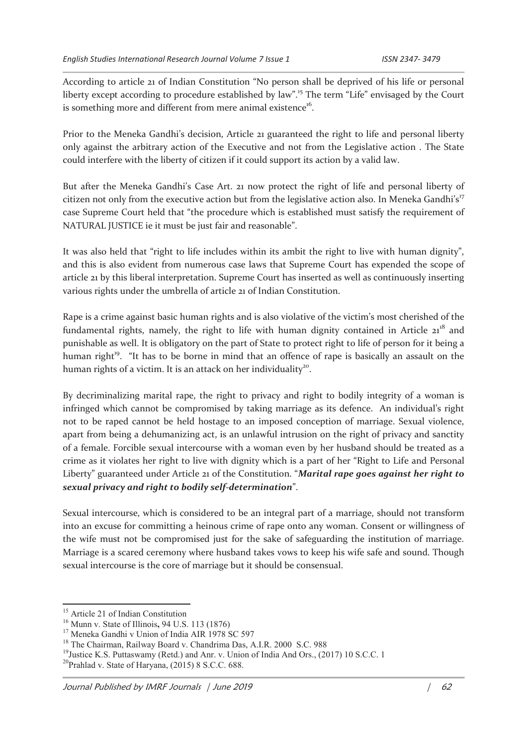According to article 21 of Indian Constitution "No person shall be deprived of his life or personal liberty except according to procedure established by law".[15] The term "Life" envisaged by the Court is something more and different from mere animal existence[16].

Prior to the Meneka Gandhi's decision, Article 21 guaranteed the right to life and personal liberty only against the arbitrary action of the Executive and not from the Legislative action . The State could interfere with the liberty of citizen if it could support its action by a valid law.

But after the Meneka Gandhi's Case Art. 21 now protect the right of life and personal liberty of citizen not only from the executive action but from the legislative action also. In Meneka Gandhi's[17] case Supreme Court held that "the procedure which is established must satisfy the requirement of NATURAL JUSTICE ie it must be just fair and reasonable".

It was also held that "right to life includes within its ambit the right to live with human dignity", and this is also evident from numerous case laws that Supreme Court has expended the scope of article 21 by this liberal interpretation. Supreme Court has inserted as well as continuously inserting various rights under the umbrella of article 21 of Indian Constitution.

Rape is a crime against basic human rights and is also violative of the victim's most cherished of the fundamental rights, namely, the right to life with human dignity contained in Article 21[18] and punishable as well. It is obligatory on the part of State to protect right to life of person for it being a human right[19]. "It has to be borne in mind that an offence of rape is basically an assault on the human rights of a victim. It is an attack on her individuality[20].

By decriminalizing marital rape, the right to privacy and right to bodily integrity of a woman is infringed which cannot be compromised by taking marriage as its defence. An individual's right not to be raped cannot be held hostage to an imposed conception of marriage. Sexual violence, apart from being a dehumanizing act, is an unlawful intrusion on the right of privacy and sanctity of a female. Forcible sexual intercourse with a woman even by her husband should be treated as a crime as it violates her right to live with dignity which is a part of her "Right to Life and Personal Liberty" guaranteed under Article 21 of the Constitution. "***Marital rape goes against her right to sexual privacy and right to bodily self-determination***".

Sexual intercourse, which is considered to be an integral part of a marriage, should not transform into an excuse for committing a heinous crime of rape onto any woman. Consent or willingness of the wife must not be compromised just for the sake of safeguarding the institution of marriage. Marriage is a scared ceremony where husband takes vows to keep his wife safe and sound. Though sexual intercourse is the core of marriage but it should be consensual.

---

[15] Article 21 of Indian Constitution

[16] Munn v. State of Illinois**,** 94 U.S. 113 (1876)

[17] Meneka Gandhi v Union of India AIR 1978 SC 597

[18] The Chairman, Railway Board v. Chandrima Das, A.I.R. 2000 S.C. 988

[19] Justice K.S. Puttaswamy (Retd.) and Anr. v. Union of India And Ors., (2017) 10 S.C.C. 1

[20] Prahlad v. State of Haryana, (2015) 8 S.C.C. 688.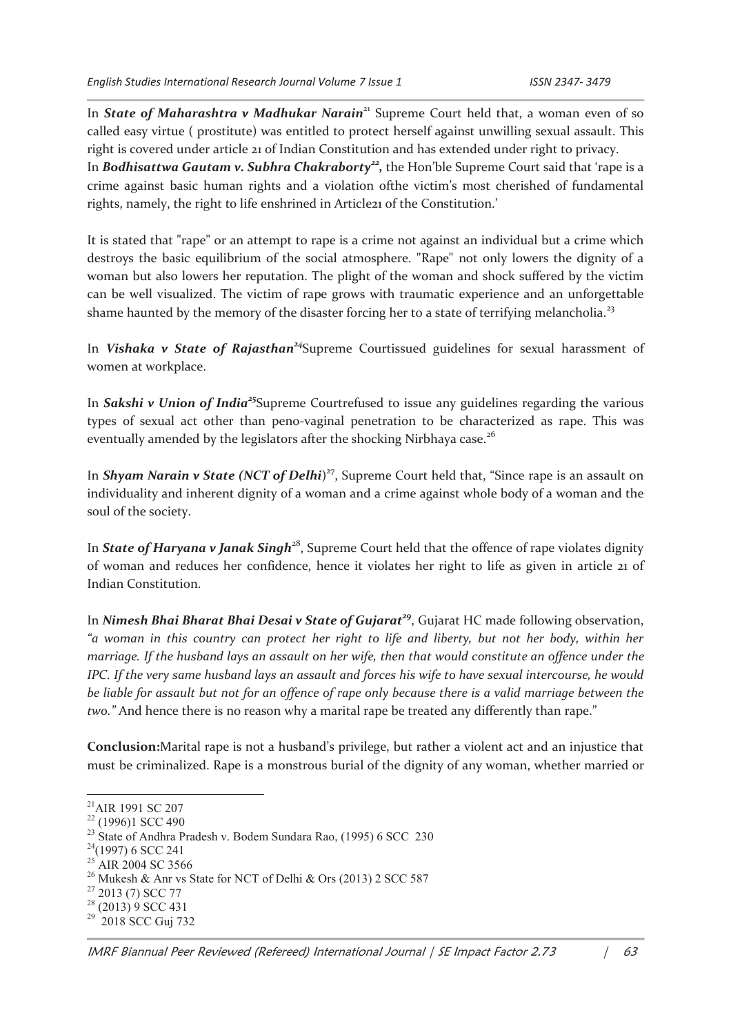In ***State of Maharashtra v Madhukar Narain***[21] Supreme Court held that, a woman even of so called easy virtue ( prostitute) was entitled to protect herself against unwilling sexual assault. This right is covered under article 21 of Indian Constitution and has extended under right to privacy.
In ***Bodhisattwa Gautam v. Subhra Chakraborty***[22]**,** the Hon'ble Supreme Court said that 'rape is a crime against basic human rights and a violation ofthe victim's most cherished of fundamental rights, namely, the right to life enshrined in Article21 of the Constitution.'

It is stated that "rape" or an attempt to rape is a crime not against an individual but a crime which destroys the basic equilibrium of the social atmosphere. "Rape" not only lowers the dignity of a woman but also lowers her reputation. The plight of the woman and shock suffered by the victim can be well visualized. The victim of rape grows with traumatic experience and an unforgettable shame haunted by the memory of the disaster forcing her to a state of terrifying melancholia.[23]

In ***Vishaka v State of Rajasthan***[24]Supreme Courtissued guidelines for sexual harassment of women at workplace.

In ***Sakshi v Union of India***[25]Supreme Courtrefused to issue any guidelines regarding the various types of sexual act other than peno-vaginal penetration to be characterized as rape. This was eventually amended by the legislators after the shocking Nirbhaya case.[26]

In ***Shyam Narain v State (NCT of Delhi***)[27], Supreme Court held that, "Since rape is an assault on individuality and inherent dignity of a woman and a crime against whole body of a woman and the soul of the society.

In ***State of Haryana v Janak Singh***[28], Supreme Court held that the offence of rape violates dignity of woman and reduces her confidence, hence it violates her right to life as given in article 21 of Indian Constitution.

In ***Nimesh Bhai Bharat Bhai Desai v State of Gujarat***[29], Gujarat HC made following observation, *"a woman in this country can protect her right to life and liberty, but not her body, within her marriage. If the husband lays an assault on her wife, then that would constitute an offence under the IPC. If the very same husband lays an assault and forces his wife to have sexual intercourse, he would be liable for assault but not for an offence of rape only because there is a valid marriage between the two."* And hence there is no reason why a marital rape be treated any differently than rape."

**Conclusion:**Marital rape is not a husband's privilege, but rather a violent act and an injustice that must be criminalized. Rape is a monstrous burial of the dignity of any woman, whether married or

---

[21] AIR 1991 SC 207
[22] (1996)1 SCC 490
[23] State of Andhra Pradesh v. Bodem Sundara Rao, (1995) 6 SCC 230
[24] (1997) 6 SCC 241
[25] AIR 2004 SC 3566
[26] Mukesh & Anr vs State for NCT of Delhi & Ors (2013) 2 SCC 587
[27] 2013 (7) SCC 77
[28] (2013) 9 SCC 431
[29] 2018 SCC Guj 732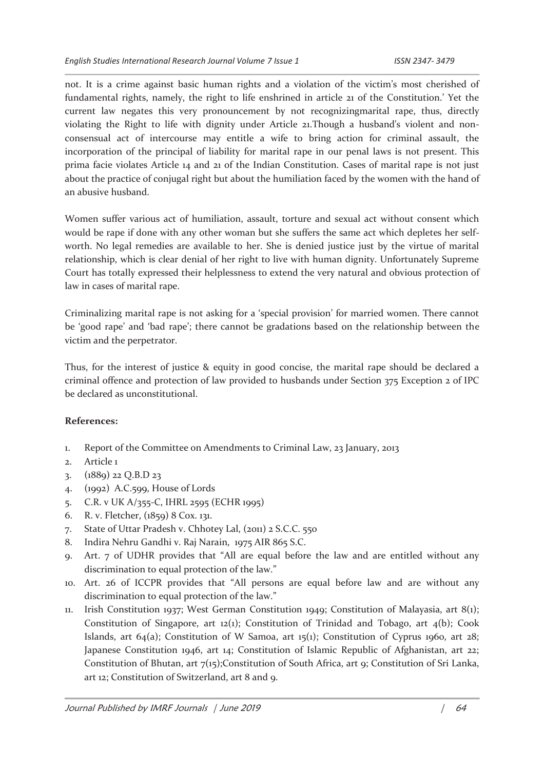not. It is a crime against basic human rights and a violation of the victim's most cherished of fundamental rights, namely, the right to life enshrined in article 21 of the Constitution.' Yet the current law negates this very pronouncement by not recognizingmarital rape, thus, directly violating the Right to life with dignity under Article 21.Though a husband's violent and non-consensual act of intercourse may entitle a wife to bring action for criminal assault, the incorporation of the principal of liability for marital rape in our penal laws is not present. This prima facie violates Article 14 and 21 of the Indian Constitution. Cases of marital rape is not just about the practice of conjugal right but about the humiliation faced by the women with the hand of an abusive husband.

Women suffer various act of humiliation, assault, torture and sexual act without consent which would be rape if done with any other woman but she suffers the same act which depletes her self-worth. No legal remedies are available to her. She is denied justice just by the virtue of marital relationship, which is clear denial of her right to live with human dignity. Unfortunately Supreme Court has totally expressed their helplessness to extend the very natural and obvious protection of law in cases of marital rape.

Criminalizing marital rape is not asking for a 'special provision' for married women. There cannot be 'good rape' and 'bad rape'; there cannot be gradations based on the relationship between the victim and the perpetrator.

Thus, for the interest of justice & equity in good concise, the marital rape should be declared a criminal offence and protection of law provided to husbands under Section 375 Exception 2 of IPC be declared as unconstitutional.

**References:**

1. Report of the Committee on Amendments to Criminal Law, 23 January, 2013
2. Article 1
3. (1889) 22 Q.B.D 23
4. (1992) A.C.599, House of Lords
5. C.R. v UK A/355-C, IHRL 2595 (ECHR 1995)
6. R. v. Fletcher, (1859) 8 Cox. 131.
7. State of Uttar Pradesh v. Chhotey Lal, (2011) 2 S.C.C. 550
8. Indira Nehru Gandhi v. Raj Narain, 1975 AIR 865 S.C.
9. Art. 7 of UDHR provides that "All are equal before the law and are entitled without any discrimination to equal protection of the law."
10. Art. 26 of ICCPR provides that "All persons are equal before law and are without any discrimination to equal protection of the law."
11. Irish Constitution 1937; West German Constitution 1949; Constitution of Malayasia, art 8(1); Constitution of Singapore, art 12(1); Constitution of Trinidad and Tobago, art 4(b); Cook Islands, art 64(a); Constitution of W Samoa, art 15(1); Constitution of Cyprus 1960, art 28; Japanese Constitution 1946, art 14; Constitution of Islamic Republic of Afghanistan, art 22; Constitution of Bhutan, art 7(15);Constitution of South Africa, art 9; Constitution of Sri Lanka, art 12; Constitution of Switzerland, art 8 and 9.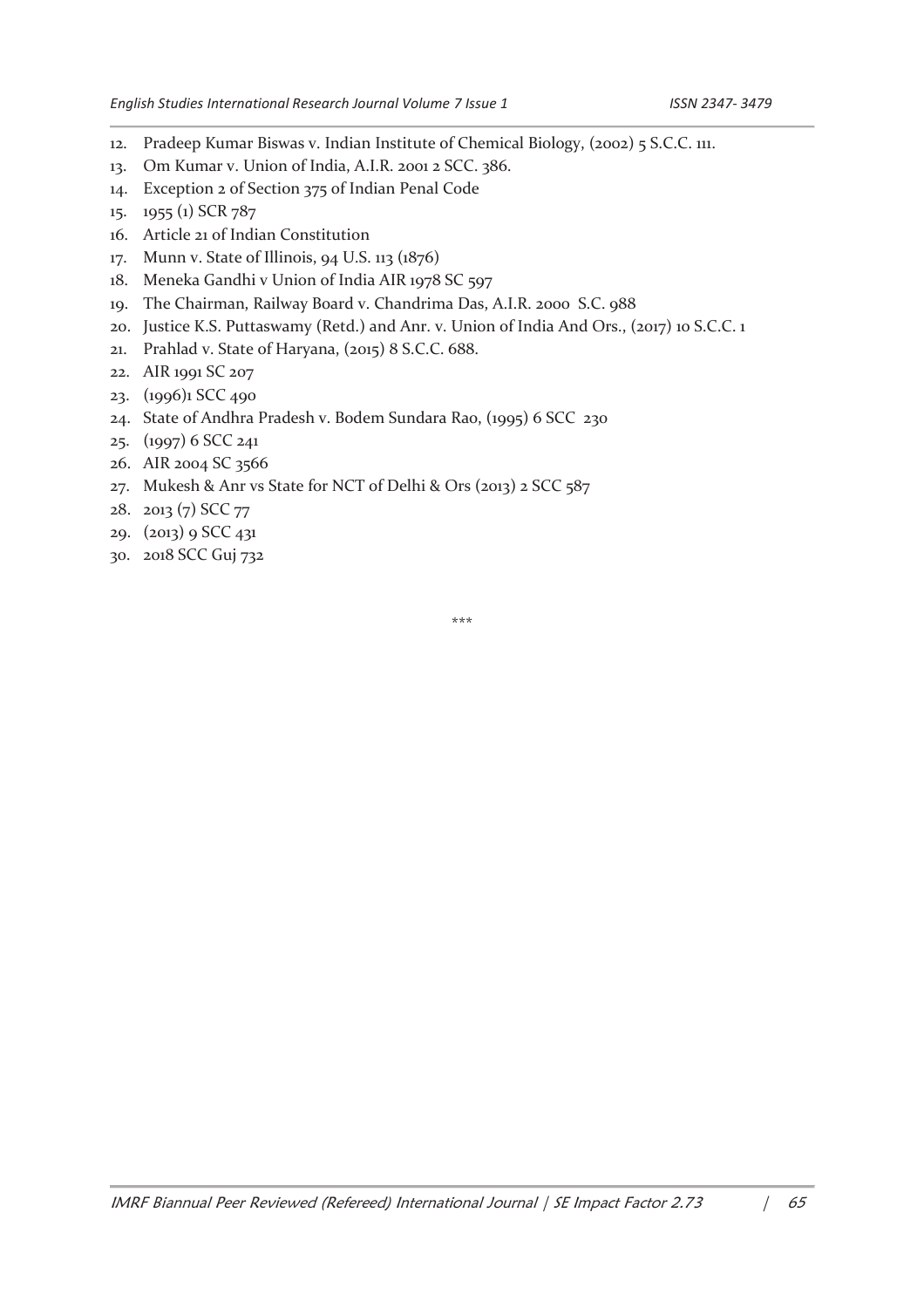12. Pradeep Kumar Biswas v. Indian Institute of Chemical Biology, (2002) 5 S.C.C. 111.
13. Om Kumar v. Union of India, A.I.R. 2001 2 SCC. 386.
14. Exception 2 of Section 375 of Indian Penal Code
15. 1955 (1) SCR 787
16. Article 21 of Indian Constitution
17. Munn v. State of Illinois, 94 U.S. 113 (1876)
18. Meneka Gandhi v Union of India AIR 1978 SC 597
19. The Chairman, Railway Board v. Chandrima Das, A.I.R. 2000 S.C. 988
20. Justice K.S. Puttaswamy (Retd.) and Anr. v. Union of India And Ors., (2017) 10 S.C.C. 1
21. Prahlad v. State of Haryana, (2015) 8 S.C.C. 688.
22. AIR 1991 SC 207
23. (1996)1 SCC 490
24. State of Andhra Pradesh v. Bodem Sundara Rao, (1995) 6 SCC 230
25. (1997) 6 SCC 241
26. AIR 2004 SC 3566
27. Mukesh & Anr vs State for NCT of Delhi & Ors (2013) 2 SCC 587
28. 2013 (7) SCC 77
29. (2013) 9 SCC 431
30. 2018 SCC Guj 732

***